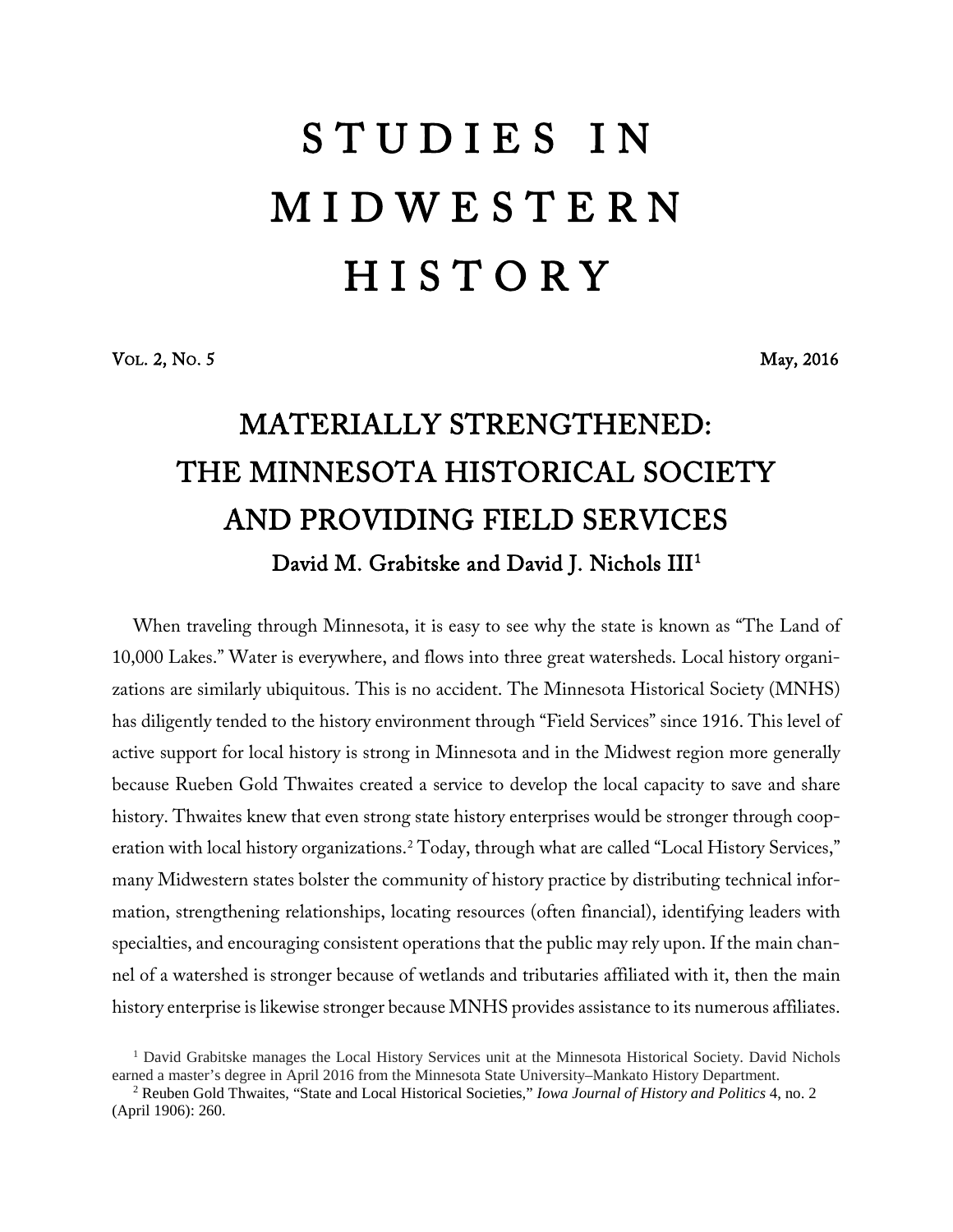# STUDIES IN MIDWESTERN HISTORY

VOL. 2, NO. 5 May, 2016

## MATERIALLY STRENGTHENED: THE MINNESOTA HISTORICAL SOCIETY AND PROVIDING FIELD SERVICES

### David M. Grabitske and David J. Nichols III[1]

When traveling through Minnesota, it is easy to see why the state is known as "The Land of 10,000 Lakes." Water is everywhere, and flows into three great watersheds. Local history organizations are similarly ubiquitous. This is no accident. The Minnesota Historical Society (MNHS) has diligently tended to the history environment through "Field Services" since 1916. This level of active support for local history is strong in Minnesota and in the Midwest region more generally because Rueben Gold Thwaites created a service to develop the local capacity to save and share history. Thwaites knew that even strong state history enterprises would be stronger through cooperation with local history organizations.[2] Today, through what are called "Local History Services," many Midwestern states bolster the community of history practice by distributing technical information, strengthening relationships, locating resources (often financial), identifying leaders with specialties, and encouraging consistent operations that the public may rely upon. If the main channel of a watershed is stronger because of wetlands and tributaries affiliated with it, then the main history enterprise is likewise stronger because MNHS provides assistance to its numerous affiliates.

[1] David Grabitske manages the Local History Services unit at the Minnesota Historical Society. David Nichols earned a master's degree in April 2016 from the Minnesota State University–Mankato History Department.

[2] Reuben Gold Thwaites, "State and Local Historical Societies," *Iowa Journal of History and Politics* 4, no. 2 (April 1906): 260.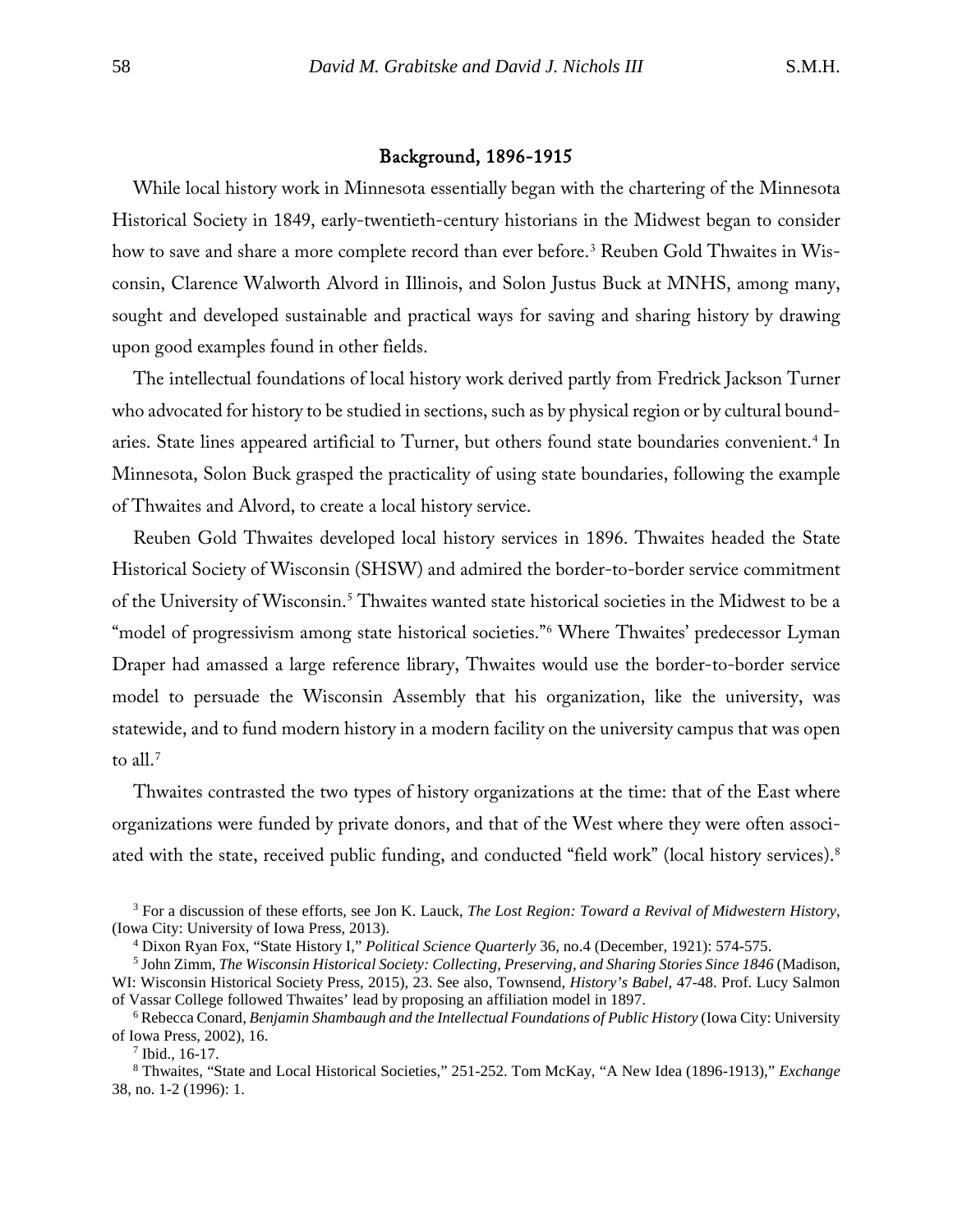## Background, 1896-1915

While local history work in Minnesota essentially began with the chartering of the Minnesota Historical Society in 1849, early-twentieth-century historians in the Midwest began to consider how to save and share a more complete record than ever before.[3] Reuben Gold Thwaites in Wisconsin, Clarence Walworth Alvord in Illinois, and Solon Justus Buck at MNHS, among many, sought and developed sustainable and practical ways for saving and sharing history by drawing upon good examples found in other fields.

The intellectual foundations of local history work derived partly from Fredrick Jackson Turner who advocated for history to be studied in sections, such as by physical region or by cultural boundaries. State lines appeared artificial to Turner, but others found state boundaries convenient.[4] In Minnesota, Solon Buck grasped the practicality of using state boundaries, following the example of Thwaites and Alvord, to create a local history service.

Reuben Gold Thwaites developed local history services in 1896. Thwaites headed the State Historical Society of Wisconsin (SHSW) and admired the border-to-border service commitment of the University of Wisconsin.[5] Thwaites wanted state historical societies in the Midwest to be a "model of progressivism among state historical societies."[6] Where Thwaites' predecessor Lyman Draper had amassed a large reference library, Thwaites would use the border-to-border service model to persuade the Wisconsin Assembly that his organization, like the university, was statewide, and to fund modern history in a modern facility on the university campus that was open to all.[7]

Thwaites contrasted the two types of history organizations at the time: that of the East where organizations were funded by private donors, and that of the West where they were often associated with the state, received public funding, and conducted "field work" (local history services).[8]

[3] For a discussion of these efforts, see Jon K. Lauck, *The Lost Region: Toward a Revival of Midwestern History*, (Iowa City: University of Iowa Press, 2013).

[4] Dixon Ryan Fox, "State History I," *Political Science Quarterly* 36, no.4 (December, 1921): 574-575.

[5] John Zimm, *The Wisconsin Historical Society: Collecting, Preserving, and Sharing Stories Since 1846* (Madison, WI: Wisconsin Historical Society Press, 2015), 23. See also, Townsend, *History's Babel*, 47-48. Prof. Lucy Salmon of Vassar College followed Thwaites' lead by proposing an affiliation model in 1897.

[6] Rebecca Conard, *Benjamin Shambaugh and the Intellectual Foundations of Public History* (Iowa City: University of Iowa Press, 2002), 16.

[7] Ibid., 16-17.

[8] Thwaites, "State and Local Historical Societies," 251-252. Tom McKay, "A New Idea (1896-1913)," *Exchange* 38, no. 1-2 (1996): 1.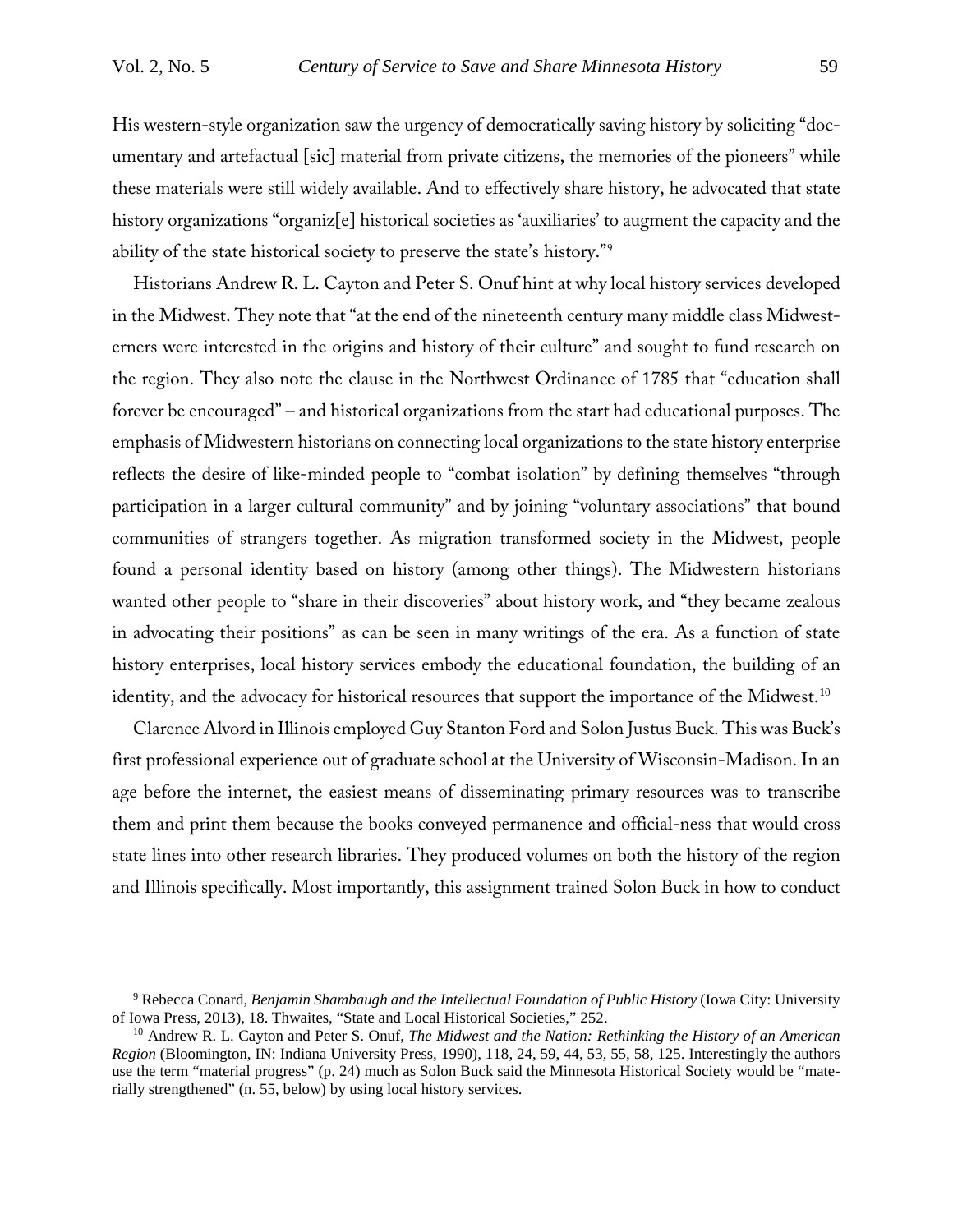His western-style organization saw the urgency of democratically saving history by soliciting "documentary and artefactual [sic] material from private citizens, the memories of the pioneers" while these materials were still widely available. And to effectively share history, he advocated that state history organizations "organiz[e] historical societies as 'auxiliaries' to augment the capacity and the ability of the state historical society to preserve the state's history."[9]

Historians Andrew R. L. Cayton and Peter S. Onuf hint at why local history services developed in the Midwest. They note that "at the end of the nineteenth century many middle class Midwesterners were interested in the origins and history of their culture" and sought to fund research on the region. They also note the clause in the Northwest Ordinance of 1785 that "education shall forever be encouraged" – and historical organizations from the start had educational purposes. The emphasis of Midwestern historians on connecting local organizations to the state history enterprise reflects the desire of like-minded people to "combat isolation" by defining themselves "through participation in a larger cultural community" and by joining "voluntary associations" that bound communities of strangers together. As migration transformed society in the Midwest, people found a personal identity based on history (among other things). The Midwestern historians wanted other people to "share in their discoveries" about history work, and "they became zealous in advocating their positions" as can be seen in many writings of the era. As a function of state history enterprises, local history services embody the educational foundation, the building of an identity, and the advocacy for historical resources that support the importance of the Midwest.[10]

Clarence Alvord in Illinois employed Guy Stanton Ford and Solon Justus Buck. This was Buck's first professional experience out of graduate school at the University of Wisconsin-Madison. In an age before the internet, the easiest means of disseminating primary resources was to transcribe them and print them because the books conveyed permanence and official-ness that would cross state lines into other research libraries. They produced volumes on both the history of the region and Illinois specifically. Most importantly, this assignment trained Solon Buck in how to conduct

[9] Rebecca Conard, *Benjamin Shambaugh and the Intellectual Foundation of Public History* (Iowa City: University of Iowa Press, 2013), 18. Thwaites, "State and Local Historical Societies," 252.

[10] Andrew R. L. Cayton and Peter S. Onuf, *The Midwest and the Nation: Rethinking the History of an American Region* (Bloomington, IN: Indiana University Press, 1990), 118, 24, 59, 44, 53, 55, 58, 125. Interestingly the authors use the term "material progress" (p. 24) much as Solon Buck said the Minnesota Historical Society would be "materially strengthened" (n. 55, below) by using local history services.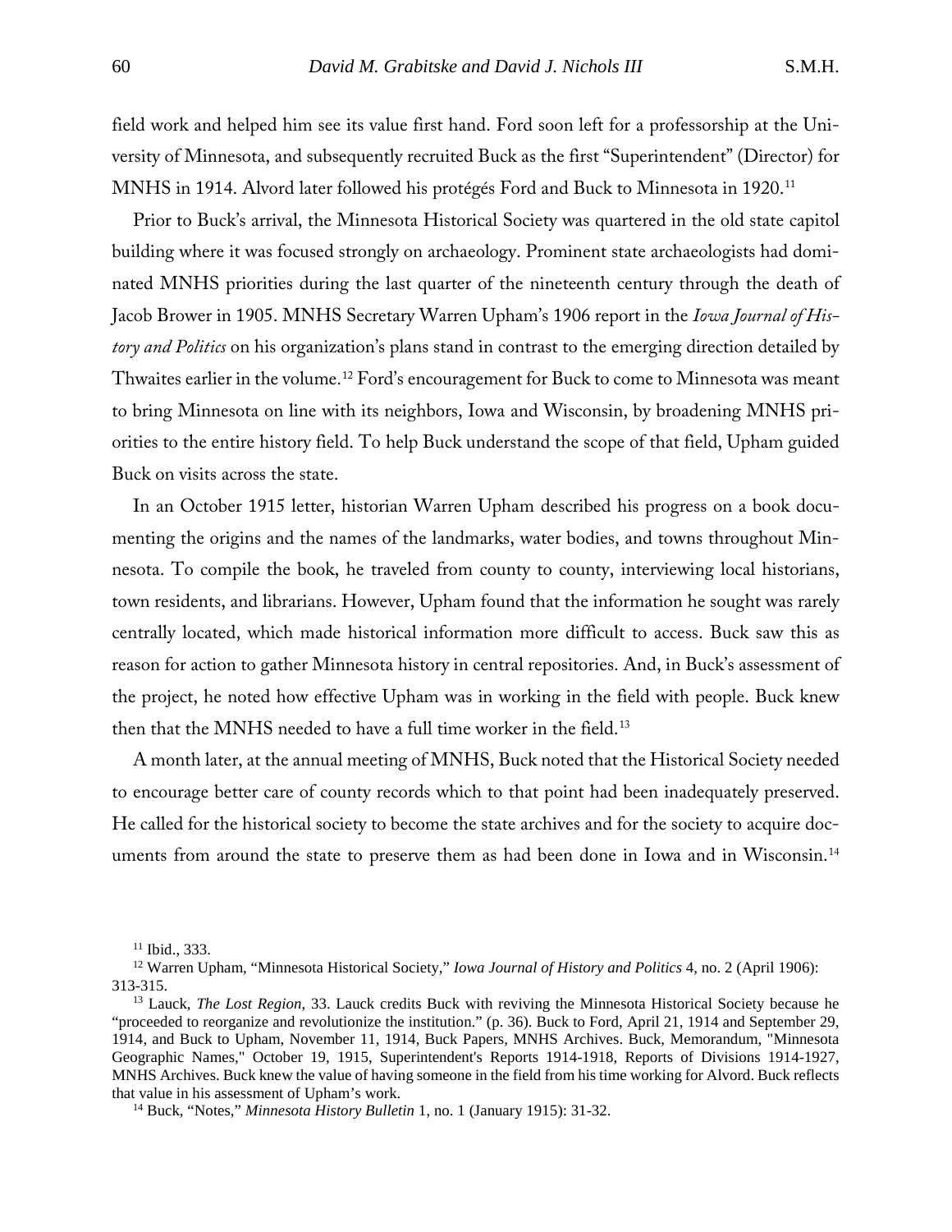field work and helped him see its value first hand. Ford soon left for a professorship at the University of Minnesota, and subsequently recruited Buck as the first "Superintendent" (Director) for MNHS in 1914. Alvord later followed his protégés Ford and Buck to Minnesota in 1920.[11]

Prior to Buck's arrival, the Minnesota Historical Society was quartered in the old state capitol building where it was focused strongly on archaeology. Prominent state archaeologists had dominated MNHS priorities during the last quarter of the nineteenth century through the death of Jacob Brower in 1905. MNHS Secretary Warren Upham's 1906 report in the *Iowa Journal of History and Politics* on his organization's plans stand in contrast to the emerging direction detailed by Thwaites earlier in the volume.[12] Ford's encouragement for Buck to come to Minnesota was meant to bring Minnesota on line with its neighbors, Iowa and Wisconsin, by broadening MNHS priorities to the entire history field. To help Buck understand the scope of that field, Upham guided Buck on visits across the state.

In an October 1915 letter, historian Warren Upham described his progress on a book documenting the origins and the names of the landmarks, water bodies, and towns throughout Minnesota. To compile the book, he traveled from county to county, interviewing local historians, town residents, and librarians. However, Upham found that the information he sought was rarely centrally located, which made historical information more difficult to access. Buck saw this as reason for action to gather Minnesota history in central repositories. And, in Buck's assessment of the project, he noted how effective Upham was in working in the field with people. Buck knew then that the MNHS needed to have a full time worker in the field.[13]

A month later, at the annual meeting of MNHS, Buck noted that the Historical Society needed to encourage better care of county records which to that point had been inadequately preserved. He called for the historical society to become the state archives and for the society to acquire documents from around the state to preserve them as had been done in Iowa and in Wisconsin.[14]

---

[11] Ibid., 333.

[12] Warren Upham, "Minnesota Historical Society," *Iowa Journal of History and Politics* 4, no. 2 (April 1906): 313-315.

[13] Lauck, *The Lost Region*, 33. Lauck credits Buck with reviving the Minnesota Historical Society because he "proceeded to reorganize and revolutionize the institution." (p. 36). Buck to Ford, April 21, 1914 and September 29, 1914, and Buck to Upham, November 11, 1914, Buck Papers, MNHS Archives. Buck, Memorandum, "Minnesota Geographic Names," October 19, 1915, Superintendent's Reports 1914-1918, Reports of Divisions 1914-1927, MNHS Archives. Buck knew the value of having someone in the field from his time working for Alvord. Buck reflects that value in his assessment of Upham's work.

[14] Buck, "Notes," *Minnesota History Bulletin* 1, no. 1 (January 1915): 31-32.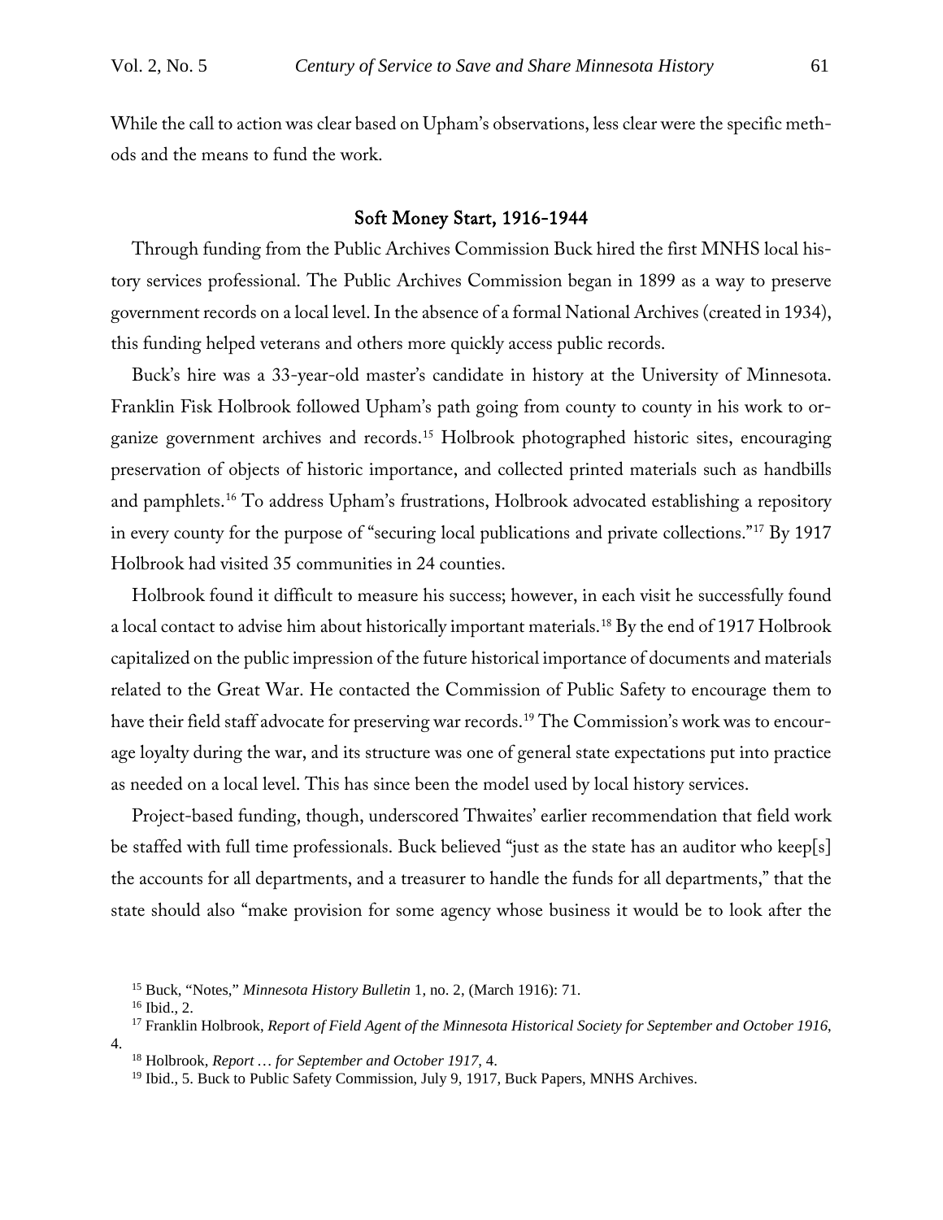While the call to action was clear based on Upham's observations, less clear were the specific methods and the means to fund the work.

## Soft Money Start, 1916-1944

Through funding from the Public Archives Commission Buck hired the first MNHS local history services professional. The Public Archives Commission began in 1899 as a way to preserve government records on a local level. In the absence of a formal National Archives (created in 1934), this funding helped veterans and others more quickly access public records.

Buck's hire was a 33-year-old master's candidate in history at the University of Minnesota. Franklin Fisk Holbrook followed Upham's path going from county to county in his work to organize government archives and records.[15] Holbrook photographed historic sites, encouraging preservation of objects of historic importance, and collected printed materials such as handbills and pamphlets.[16] To address Upham's frustrations, Holbrook advocated establishing a repository in every county for the purpose of "securing local publications and private collections."[17] By 1917 Holbrook had visited 35 communities in 24 counties.

Holbrook found it difficult to measure his success; however, in each visit he successfully found a local contact to advise him about historically important materials.[18] By the end of 1917 Holbrook capitalized on the public impression of the future historical importance of documents and materials related to the Great War. He contacted the Commission of Public Safety to encourage them to have their field staff advocate for preserving war records.[19] The Commission's work was to encourage loyalty during the war, and its structure was one of general state expectations put into practice as needed on a local level. This has since been the model used by local history services.

Project-based funding, though, underscored Thwaites' earlier recommendation that field work be staffed with full time professionals. Buck believed "just as the state has an auditor who keep[s] the accounts for all departments, and a treasurer to handle the funds for all departments," that the state should also "make provision for some agency whose business it would be to look after the

---

[15] Buck, "Notes," *Minnesota History Bulletin* 1, no. 2, (March 1916): 71.

[16] Ibid., 2.

[17] Franklin Holbrook, *Report of Field Agent of the Minnesota Historical Society for September and October 1916*, 4.

[18] Holbrook, *Report … for September and October 1917*, 4.

[19] Ibid., 5. Buck to Public Safety Commission, July 9, 1917, Buck Papers, MNHS Archives.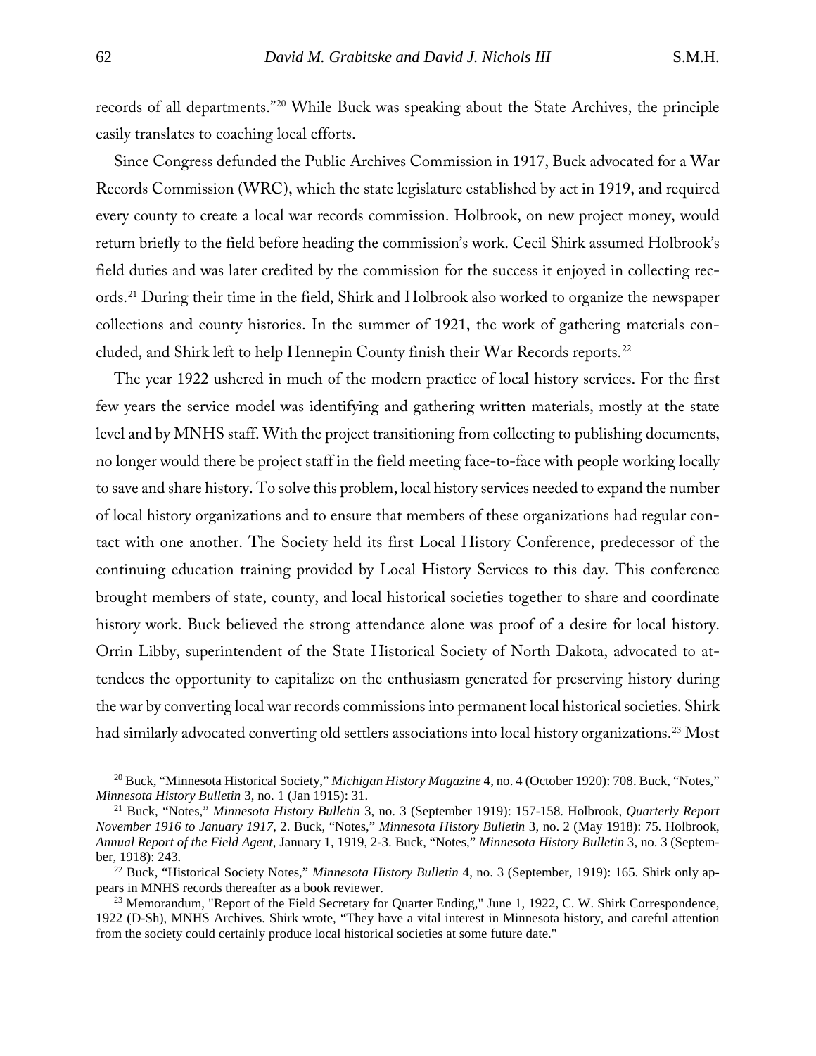records of all departments."[20] While Buck was speaking about the State Archives, the principle easily translates to coaching local efforts.

Since Congress defunded the Public Archives Commission in 1917, Buck advocated for a War Records Commission (WRC), which the state legislature established by act in 1919, and required every county to create a local war records commission. Holbrook, on new project money, would return briefly to the field before heading the commission's work. Cecil Shirk assumed Holbrook's field duties and was later credited by the commission for the success it enjoyed in collecting records.[21] During their time in the field, Shirk and Holbrook also worked to organize the newspaper collections and county histories. In the summer of 1921, the work of gathering materials concluded, and Shirk left to help Hennepin County finish their War Records reports.[22]

The year 1922 ushered in much of the modern practice of local history services. For the first few years the service model was identifying and gathering written materials, mostly at the state level and by MNHS staff. With the project transitioning from collecting to publishing documents, no longer would there be project staff in the field meeting face-to-face with people working locally to save and share history. To solve this problem, local history services needed to expand the number of local history organizations and to ensure that members of these organizations had regular contact with one another. The Society held its first Local History Conference, predecessor of the continuing education training provided by Local History Services to this day. This conference brought members of state, county, and local historical societies together to share and coordinate history work. Buck believed the strong attendance alone was proof of a desire for local history. Orrin Libby, superintendent of the State Historical Society of North Dakota, advocated to attendees the opportunity to capitalize on the enthusiasm generated for preserving history during the war by converting local war records commissions into permanent local historical societies. Shirk had similarly advocated converting old settlers associations into local history organizations.[23] Most

[20] Buck, "Minnesota Historical Society," *Michigan History Magazine* 4, no. 4 (October 1920): 708. Buck, "Notes," *Minnesota History Bulletin* 3, no. 1 (Jan 1915): 31.

[21] Buck, "Notes," *Minnesota History Bulletin* 3, no. 3 (September 1919): 157-158. Holbrook, *Quarterly Report November 1916 to January 1917*, 2. Buck, "Notes," *Minnesota History Bulletin* 3, no. 2 (May 1918): 75. Holbrook, *Annual Report of the Field Agent*, January 1, 1919, 2-3. Buck, "Notes," *Minnesota History Bulletin* 3, no. 3 (September, 1918): 243.

[22] Buck, "Historical Society Notes," *Minnesota History Bulletin* 4, no. 3 (September, 1919): 165. Shirk only appears in MNHS records thereafter as a book reviewer.

[23] Memorandum, "Report of the Field Secretary for Quarter Ending," June 1, 1922, C. W. Shirk Correspondence, 1922 (D-Sh), MNHS Archives. Shirk wrote, "They have a vital interest in Minnesota history, and careful attention from the society could certainly produce local historical societies at some future date."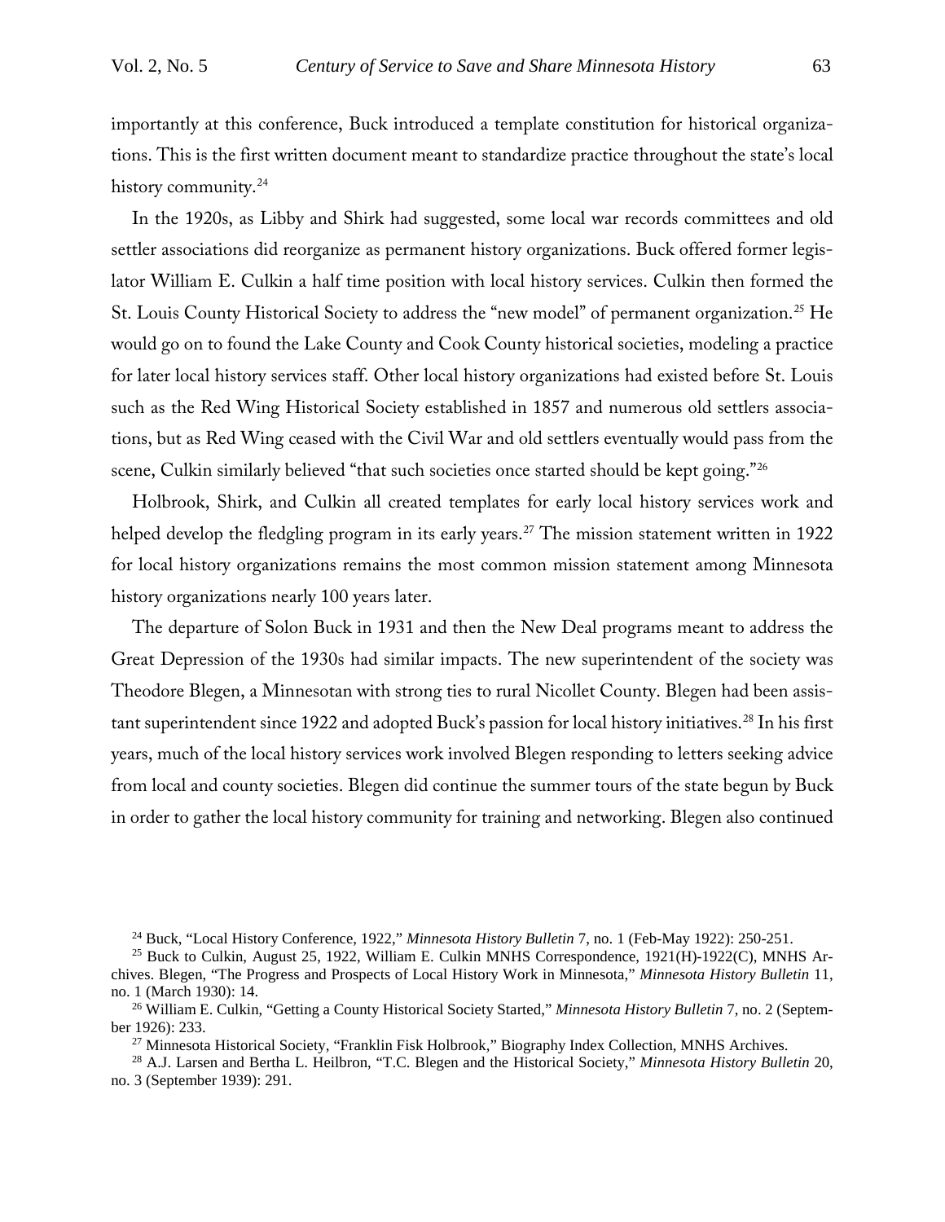importantly at this conference, Buck introduced a template constitution for historical organizations. This is the first written document meant to standardize practice throughout the state's local history community.[24]

In the 1920s, as Libby and Shirk had suggested, some local war records committees and old settler associations did reorganize as permanent history organizations. Buck offered former legislator William E. Culkin a half time position with local history services. Culkin then formed the St. Louis County Historical Society to address the "new model" of permanent organization.[25] He would go on to found the Lake County and Cook County historical societies, modeling a practice for later local history services staff. Other local history organizations had existed before St. Louis such as the Red Wing Historical Society established in 1857 and numerous old settlers associations, but as Red Wing ceased with the Civil War and old settlers eventually would pass from the scene, Culkin similarly believed "that such societies once started should be kept going."[26]

Holbrook, Shirk, and Culkin all created templates for early local history services work and helped develop the fledgling program in its early years.[27] The mission statement written in 1922 for local history organizations remains the most common mission statement among Minnesota history organizations nearly 100 years later.

The departure of Solon Buck in 1931 and then the New Deal programs meant to address the Great Depression of the 1930s had similar impacts. The new superintendent of the society was Theodore Blegen, a Minnesotan with strong ties to rural Nicollet County. Blegen had been assistant superintendent since 1922 and adopted Buck's passion for local history initiatives.[28] In his first years, much of the local history services work involved Blegen responding to letters seeking advice from local and county societies. Blegen did continue the summer tours of the state begun by Buck in order to gather the local history community for training and networking. Blegen also continued

---

[24] Buck, "Local History Conference, 1922," *Minnesota History Bulletin* 7, no. 1 (Feb-May 1922): 250-251.

[25] Buck to Culkin, August 25, 1922, William E. Culkin MNHS Correspondence, 1921(H)-1922(C), MNHS Archives. Blegen, "The Progress and Prospects of Local History Work in Minnesota," *Minnesota History Bulletin* 11, no. 1 (March 1930): 14.

[26] William E. Culkin, "Getting a County Historical Society Started," *Minnesota History Bulletin* 7, no. 2 (September 1926): 233.

[27] Minnesota Historical Society, "Franklin Fisk Holbrook," Biography Index Collection, MNHS Archives.

[28] A.J. Larsen and Bertha L. Heilbron, "T.C. Blegen and the Historical Society," *Minnesota History Bulletin* 20, no. 3 (September 1939): 291.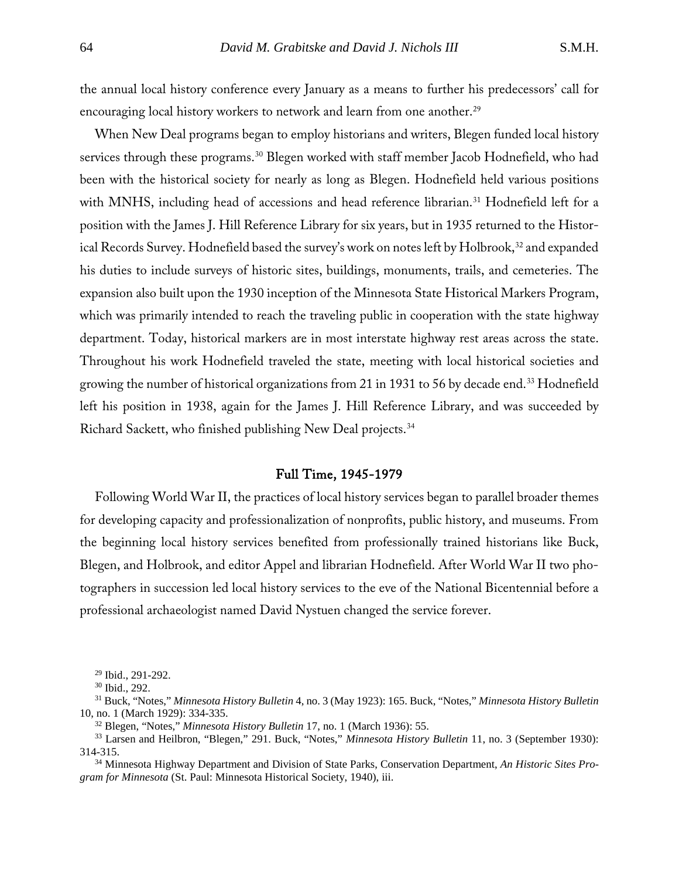the annual local history conference every January as a means to further his predecessors' call for encouraging local history workers to network and learn from one another.[29]

When New Deal programs began to employ historians and writers, Blegen funded local history services through these programs.[30] Blegen worked with staff member Jacob Hodnefield, who had been with the historical society for nearly as long as Blegen. Hodnefield held various positions with MNHS, including head of accessions and head reference librarian.[31] Hodnefield left for a position with the James J. Hill Reference Library for six years, but in 1935 returned to the Historical Records Survey. Hodnefield based the survey's work on notes left by Holbrook,[32] and expanded his duties to include surveys of historic sites, buildings, monuments, trails, and cemeteries. The expansion also built upon the 1930 inception of the Minnesota State Historical Markers Program, which was primarily intended to reach the traveling public in cooperation with the state highway department. Today, historical markers are in most interstate highway rest areas across the state. Throughout his work Hodnefield traveled the state, meeting with local historical societies and growing the number of historical organizations from 21 in 1931 to 56 by decade end.[33] Hodnefield left his position in 1938, again for the James J. Hill Reference Library, and was succeeded by Richard Sackett, who finished publishing New Deal projects.[34]

## Full Time, 1945-1979

Following World War II, the practices of local history services began to parallel broader themes for developing capacity and professionalization of nonprofits, public history, and museums. From the beginning local history services benefited from professionally trained historians like Buck, Blegen, and Holbrook, and editor Appel and librarian Hodnefield. After World War II two photographers in succession led local history services to the eve of the National Bicentennial before a professional archaeologist named David Nystuen changed the service forever.

---

[29] Ibid., 291-292.

[30] Ibid., 292.

[31] Buck, "Notes," *Minnesota History Bulletin* 4, no. 3 (May 1923): 165. Buck, "Notes," *Minnesota History Bulletin* 10, no. 1 (March 1929): 334-335.

[32] Blegen, "Notes," *Minnesota History Bulletin* 17, no. 1 (March 1936): 55.

[33] Larsen and Heilbron, "Blegen," 291. Buck, "Notes," *Minnesota History Bulletin* 11, no. 3 (September 1930): 314-315.

[34] Minnesota Highway Department and Division of State Parks, Conservation Department, *An Historic Sites Program for Minnesota* (St. Paul: Minnesota Historical Society, 1940), iii.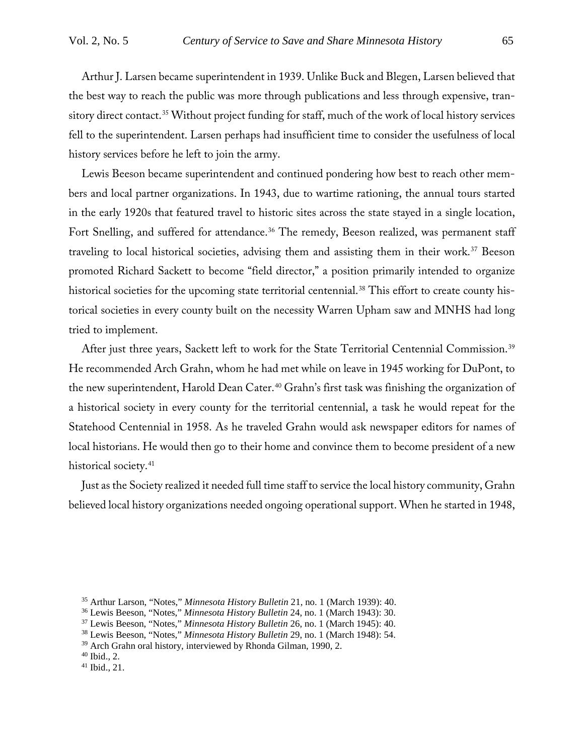Arthur J. Larsen became superintendent in 1939. Unlike Buck and Blegen, Larsen believed that the best way to reach the public was more through publications and less through expensive, transitory direct contact.[35] Without project funding for staff, much of the work of local history services fell to the superintendent. Larsen perhaps had insufficient time to consider the usefulness of local history services before he left to join the army.

Lewis Beeson became superintendent and continued pondering how best to reach other members and local partner organizations. In 1943, due to wartime rationing, the annual tours started in the early 1920s that featured travel to historic sites across the state stayed in a single location, Fort Snelling, and suffered for attendance.[36] The remedy, Beeson realized, was permanent staff traveling to local historical societies, advising them and assisting them in their work.[37] Beeson promoted Richard Sackett to become "field director," a position primarily intended to organize historical societies for the upcoming state territorial centennial.[38] This effort to create county historical societies in every county built on the necessity Warren Upham saw and MNHS had long tried to implement.

After just three years, Sackett left to work for the State Territorial Centennial Commission.[39] He recommended Arch Grahn, whom he had met while on leave in 1945 working for DuPont, to the new superintendent, Harold Dean Cater.[40] Grahn's first task was finishing the organization of a historical society in every county for the territorial centennial, a task he would repeat for the Statehood Centennial in 1958. As he traveled Grahn would ask newspaper editors for names of local historians. He would then go to their home and convince them to become president of a new historical society.[41]

Just as the Society realized it needed full time staff to service the local history community, Grahn believed local history organizations needed ongoing operational support. When he started in 1948,

---

[35] Arthur Larson, "Notes," *Minnesota History Bulletin* 21, no. 1 (March 1939): 40.

[36] Lewis Beeson, "Notes," *Minnesota History Bulletin* 24, no. 1 (March 1943): 30.

[37] Lewis Beeson, "Notes," *Minnesota History Bulletin* 26, no. 1 (March 1945): 40.

[38] Lewis Beeson, "Notes," *Minnesota History Bulletin* 29, no. 1 (March 1948): 54.

[39] Arch Grahn oral history, interviewed by Rhonda Gilman, 1990, 2.

[40] Ibid., 2.

[41] Ibid., 21.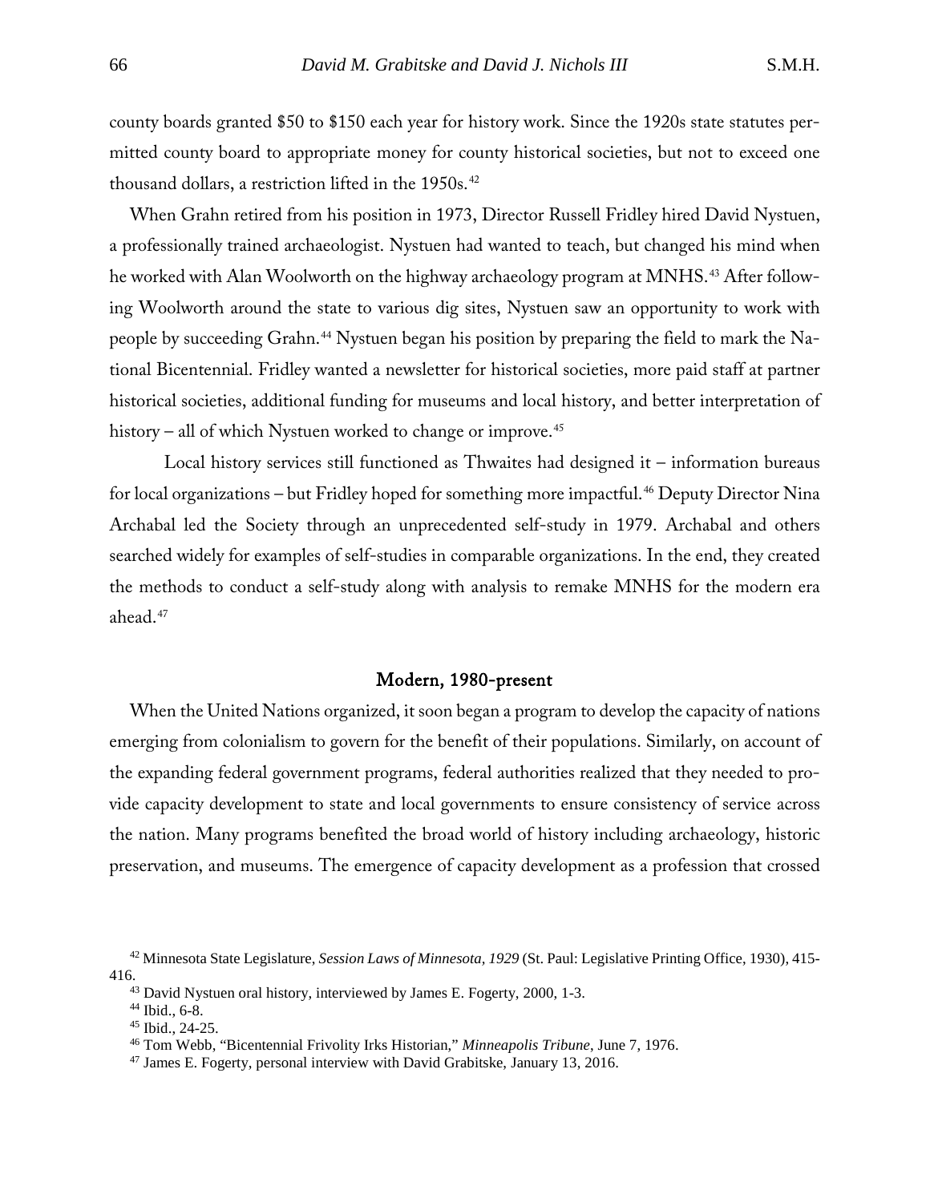county boards granted $50 to $150 each year for history work. Since the 1920s state statutes permitted county board to appropriate money for county historical societies, but not to exceed one thousand dollars, a restriction lifted in the 1950s.[42]

When Grahn retired from his position in 1973, Director Russell Fridley hired David Nystuen, a professionally trained archaeologist. Nystuen had wanted to teach, but changed his mind when he worked with Alan Woolworth on the highway archaeology program at MNHS.[43] After following Woolworth around the state to various dig sites, Nystuen saw an opportunity to work with people by succeeding Grahn.[44] Nystuen began his position by preparing the field to mark the National Bicentennial. Fridley wanted a newsletter for historical societies, more paid staff at partner historical societies, additional funding for museums and local history, and better interpretation of history – all of which Nystuen worked to change or improve.[45]

Local history services still functioned as Thwaites had designed it – information bureaus for local organizations – but Fridley hoped for something more impactful.[46] Deputy Director Nina Archabal led the Society through an unprecedented self-study in 1979. Archabal and others searched widely for examples of self-studies in comparable organizations. In the end, they created the methods to conduct a self-study along with analysis to remake MNHS for the modern era ahead.[47]

## Modern, 1980-present

When the United Nations organized, it soon began a program to develop the capacity of nations emerging from colonialism to govern for the benefit of their populations. Similarly, on account of the expanding federal government programs, federal authorities realized that they needed to provide capacity development to state and local governments to ensure consistency of service across the nation. Many programs benefited the broad world of history including archaeology, historic preservation, and museums. The emergence of capacity development as a profession that crossed

[42] Minnesota State Legislature, *Session Laws of Minnesota, 1929* (St. Paul: Legislative Printing Office, 1930), 415-416.

[43] David Nystuen oral history, interviewed by James E. Fogerty, 2000, 1-3.

[44] Ibid., 6-8.

[45] Ibid., 24-25.

[46] Tom Webb, "Bicentennial Frivolity Irks Historian," *Minneapolis Tribune*, June 7, 1976.

[47] James E. Fogerty, personal interview with David Grabitske, January 13, 2016.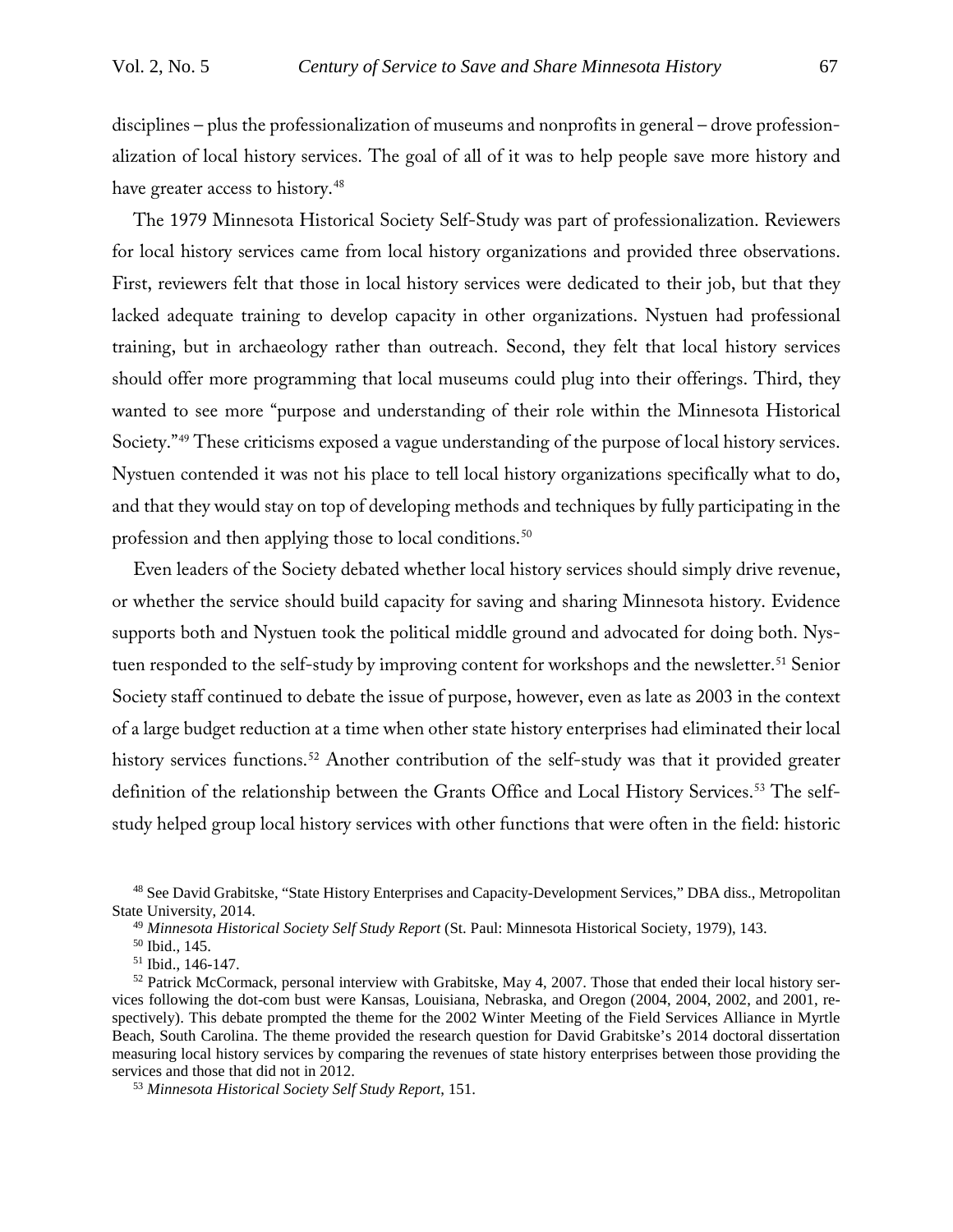disciplines – plus the professionalization of museums and nonprofits in general – drove professionalization of local history services. The goal of all of it was to help people save more history and have greater access to history.[48]

The 1979 Minnesota Historical Society Self-Study was part of professionalization. Reviewers for local history services came from local history organizations and provided three observations. First, reviewers felt that those in local history services were dedicated to their job, but that they lacked adequate training to develop capacity in other organizations. Nystuen had professional training, but in archaeology rather than outreach. Second, they felt that local history services should offer more programming that local museums could plug into their offerings. Third, they wanted to see more "purpose and understanding of their role within the Minnesota Historical Society."[49] These criticisms exposed a vague understanding of the purpose of local history services. Nystuen contended it was not his place to tell local history organizations specifically what to do, and that they would stay on top of developing methods and techniques by fully participating in the profession and then applying those to local conditions.[50]

Even leaders of the Society debated whether local history services should simply drive revenue, or whether the service should build capacity for saving and sharing Minnesota history. Evidence supports both and Nystuen took the political middle ground and advocated for doing both. Nystuen responded to the self-study by improving content for workshops and the newsletter.[51] Senior Society staff continued to debate the issue of purpose, however, even as late as 2003 in the context of a large budget reduction at a time when other state history enterprises had eliminated their local history services functions.[52] Another contribution of the self-study was that it provided greater definition of the relationship between the Grants Office and Local History Services.[53] The self-study helped group local history services with other functions that were often in the field: historic

---

[48] See David Grabitske, "State History Enterprises and Capacity-Development Services," DBA diss., Metropolitan State University, 2014.

[49] *Minnesota Historical Society Self Study Report* (St. Paul: Minnesota Historical Society, 1979), 143.

[50] Ibid., 145.

[51] Ibid., 146-147.

[52] Patrick McCormack, personal interview with Grabitske, May 4, 2007. Those that ended their local history services following the dot-com bust were Kansas, Louisiana, Nebraska, and Oregon (2004, 2004, 2002, and 2001, respectively). This debate prompted the theme for the 2002 Winter Meeting of the Field Services Alliance in Myrtle Beach, South Carolina. The theme provided the research question for David Grabitske's 2014 doctoral dissertation measuring local history services by comparing the revenues of state history enterprises between those providing the services and those that did not in 2012.

[53] *Minnesota Historical Society Self Study Report*, 151.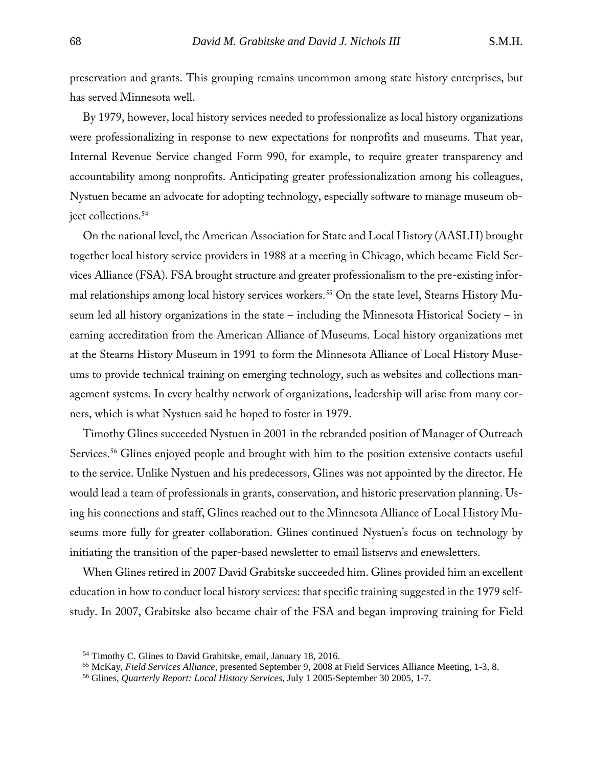preservation and grants. This grouping remains uncommon among state history enterprises, but has served Minnesota well.

By 1979, however, local history services needed to professionalize as local history organizations were professionalizing in response to new expectations for nonprofits and museums. That year, Internal Revenue Service changed Form 990, for example, to require greater transparency and accountability among nonprofits. Anticipating greater professionalization among his colleagues, Nystuen became an advocate for adopting technology, especially software to manage museum object collections.[54]

On the national level, the American Association for State and Local History (AASLH) brought together local history service providers in 1988 at a meeting in Chicago, which became Field Services Alliance (FSA). FSA brought structure and greater professionalism to the pre-existing informal relationships among local history services workers.[55] On the state level, Stearns History Museum led all history organizations in the state – including the Minnesota Historical Society – in earning accreditation from the American Alliance of Museums. Local history organizations met at the Stearns History Museum in 1991 to form the Minnesota Alliance of Local History Museums to provide technical training on emerging technology, such as websites and collections management systems. In every healthy network of organizations, leadership will arise from many corners, which is what Nystuen said he hoped to foster in 1979.

Timothy Glines succeeded Nystuen in 2001 in the rebranded position of Manager of Outreach Services.[56] Glines enjoyed people and brought with him to the position extensive contacts useful to the service. Unlike Nystuen and his predecessors, Glines was not appointed by the director. He would lead a team of professionals in grants, conservation, and historic preservation planning. Using his connections and staff, Glines reached out to the Minnesota Alliance of Local History Museums more fully for greater collaboration. Glines continued Nystuen's focus on technology by initiating the transition of the paper-based newsletter to email listservs and enewsletters.

When Glines retired in 2007 David Grabitske succeeded him. Glines provided him an excellent education in how to conduct local history services: that specific training suggested in the 1979 self-study. In 2007, Grabitske also became chair of the FSA and began improving training for Field

[54] Timothy C. Glines to David Grabitske, email, January 18, 2016.

[55] McKay, *Field Services Alliance*, presented September 9, 2008 at Field Services Alliance Meeting, 1-3, 8.

[56] Glines, *Quarterly Report: Local History Services*, July 1 2005-September 30 2005, 1-7.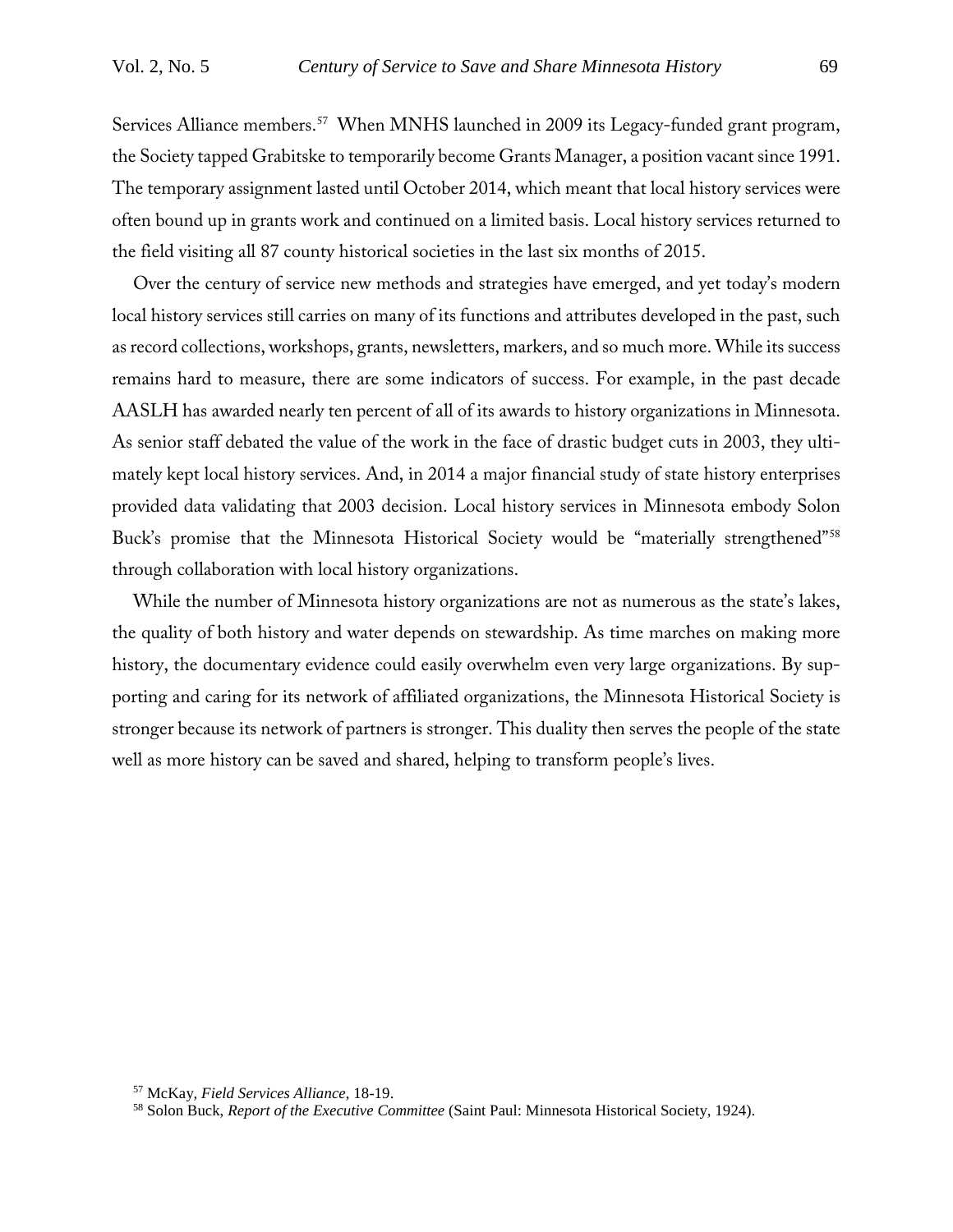Services Alliance members.[57] When MNHS launched in 2009 its Legacy-funded grant program, the Society tapped Grabitske to temporarily become Grants Manager, a position vacant since 1991. The temporary assignment lasted until October 2014, which meant that local history services were often bound up in grants work and continued on a limited basis. Local history services returned to the field visiting all 87 county historical societies in the last six months of 2015.

Over the century of service new methods and strategies have emerged, and yet today's modern local history services still carries on many of its functions and attributes developed in the past, such as record collections, workshops, grants, newsletters, markers, and so much more. While its success remains hard to measure, there are some indicators of success. For example, in the past decade AASLH has awarded nearly ten percent of all of its awards to history organizations in Minnesota. As senior staff debated the value of the work in the face of drastic budget cuts in 2003, they ultimately kept local history services. And, in 2014 a major financial study of state history enterprises provided data validating that 2003 decision. Local history services in Minnesota embody Solon Buck's promise that the Minnesota Historical Society would be "materially strengthened"[58] through collaboration with local history organizations.

While the number of Minnesota history organizations are not as numerous as the state's lakes, the quality of both history and water depends on stewardship. As time marches on making more history, the documentary evidence could easily overwhelm even very large organizations. By supporting and caring for its network of affiliated organizations, the Minnesota Historical Society is stronger because its network of partners is stronger. This duality then serves the people of the state well as more history can be saved and shared, helping to transform people's lives.

[57] McKay, *Field Services Alliance*, 18-19.

[58] Solon Buck, *Report of the Executive Committee* (Saint Paul: Minnesota Historical Society, 1924).